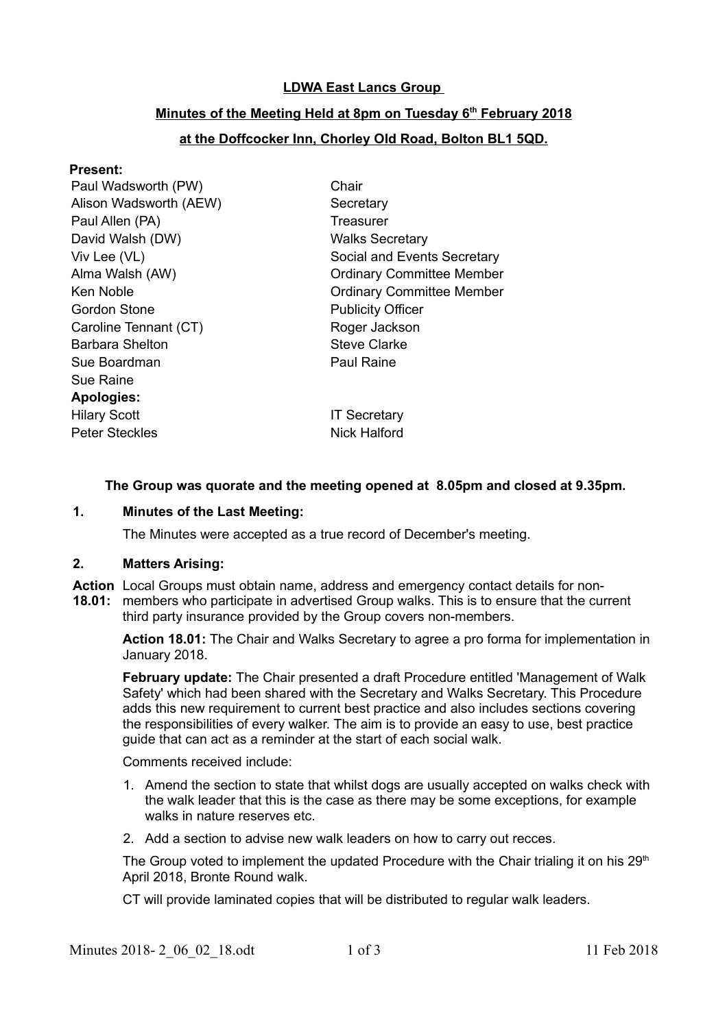**LDWA East Lancs Group**

**Minutes of the Meeting Held at 8pm on Tuesday 6th February 2018**

**at the Doffcocker Inn, Chorley Old Road, Bolton BL1 5QD.**

**Present:**

| | |
|---|---|
| Paul Wadsworth (PW) | Chair |
| Alison Wadsworth (AEW) | Secretary |
| Paul Allen (PA) | Treasurer |
| David Walsh (DW) | Walks Secretary |
| Viv Lee (VL) | Social and Events Secretary |
| Alma Walsh (AW) | Ordinary Committee Member |
| Ken Noble | Ordinary Committee Member |
| Gordon Stone | Publicity Officer |
| Caroline Tennant (CT) | Roger Jackson |
| Barbara Shelton | Steve Clarke |
| Sue Boardman | Paul Raine |
| Sue Raine | |

**Apologies:**

| | |
|---|---|
| Hilary Scott | IT Secretary |
| Peter Steckles | Nick Halford |

**The Group was quorate and the meeting opened at 8.05pm and closed at 9.35pm.**

**1. Minutes of the Last Meeting:**

The Minutes were accepted as a true record of December's meeting.

**2. Matters Arising:**

**Action 18.01:** Local Groups must obtain name, address and emergency contact details for non-members who participate in advertised Group walks. This is to ensure that the current third party insurance provided by the Group covers non-members.

**Action 18.01:** The Chair and Walks Secretary to agree a pro forma for implementation in January 2018.

**February update:** The Chair presented a draft Procedure entitled 'Management of Walk Safety' which had been shared with the Secretary and Walks Secretary. This Procedure adds this new requirement to current best practice and also includes sections covering the responsibilities of every walker. The aim is to provide an easy to use, best practice guide that can act as a reminder at the start of each social walk.

Comments received include:

1. Amend the section to state that whilst dogs are usually accepted on walks check with the walk leader that this is the case as there may be some exceptions, for example walks in nature reserves etc.
2. Add a section to advise new walk leaders on how to carry out recces.

The Group voted to implement the updated Procedure with the Chair trialing it on his 29th April 2018, Bronte Round walk.

CT will provide laminated copies that will be distributed to regular walk leaders.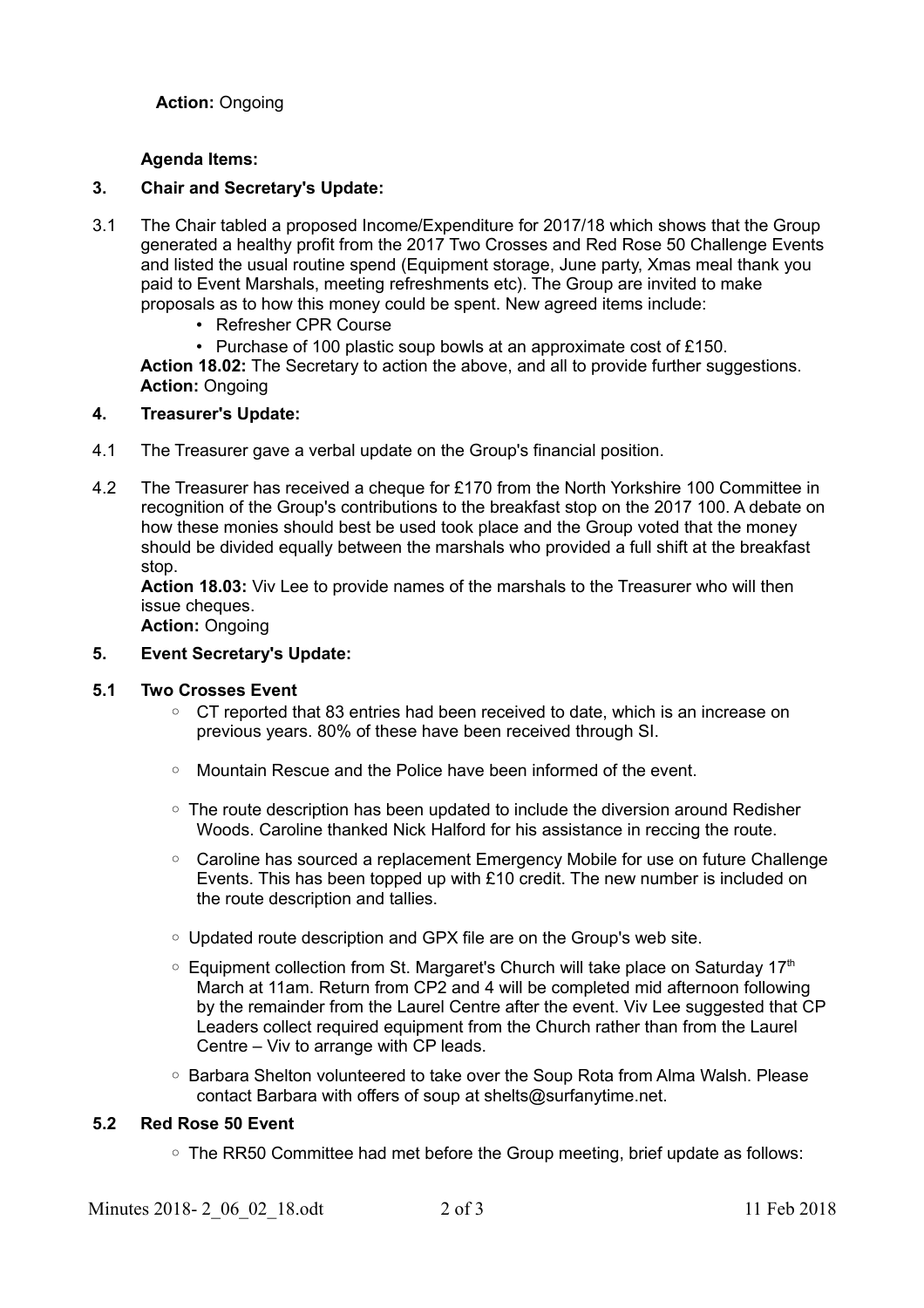**Action:** Ongoing

**Agenda Items:**

**3. Chair and Secretary's Update:**

3.1 The Chair tabled a proposed Income/Expenditure for 2017/18 which shows that the Group generated a healthy profit from the 2017 Two Crosses and Red Rose 50 Challenge Events and listed the usual routine spend (Equipment storage, June party, Xmas meal thank you paid to Event Marshals, meeting refreshments etc). The Group are invited to make proposals as to how this money could be spent. New agreed items include:

- Refresher CPR Course
- Purchase of 100 plastic soup bowls at an approximate cost of £150.

**Action 18.02:** The Secretary to action the above, and all to provide further suggestions.
**Action:** Ongoing

**4. Treasurer's Update:**

4.1 The Treasurer gave a verbal update on the Group's financial position.

4.2 The Treasurer has received a cheque for £170 from the North Yorkshire 100 Committee in recognition of the Group's contributions to the breakfast stop on the 2017 100. A debate on how these monies should best be used took place and the Group voted that the money should be divided equally between the marshals who provided a full shift at the breakfast stop.
**Action 18.03:** Viv Lee to provide names of the marshals to the Treasurer who will then issue cheques.
**Action:** Ongoing

**5. Event Secretary's Update:**

**5.1 Two Crosses Event**

- CT reported that 83 entries had been received to date, which is an increase on previous years. 80% of these have been received through SI.
- Mountain Rescue and the Police have been informed of the event.
- The route description has been updated to include the diversion around Redisher Woods. Caroline thanked Nick Halford for his assistance in reccing the route.
- Caroline has sourced a replacement Emergency Mobile for use on future Challenge Events. This has been topped up with £10 credit. The new number is included on the route description and tallies.
- Updated route description and GPX file are on the Group's web site.
- Equipment collection from St. Margaret's Church will take place on Saturday 17th March at 11am. Return from CP2 and 4 will be completed mid afternoon following by the remainder from the Laurel Centre after the event. Viv Lee suggested that CP Leaders collect required equipment from the Church rather than from the Laurel Centre – Viv to arrange with CP leads.
- Barbara Shelton volunteered to take over the Soup Rota from Alma Walsh. Please contact Barbara with offers of soup at shelts@surfanytime.net.

**5.2 Red Rose 50 Event**

- The RR50 Committee had met before the Group meeting, brief update as follows: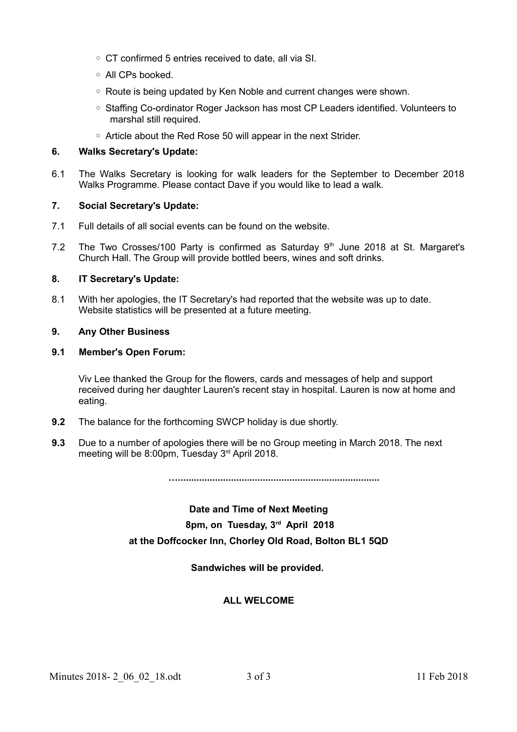- CT confirmed 5 entries received to date, all via SI.
- All CPs booked.
- Route is being updated by Ken Noble and current changes were shown.
- Staffing Co-ordinator Roger Jackson has most CP Leaders identified. Volunteers to marshal still required.
- Article about the Red Rose 50 will appear in the next Strider.

### 6. Walks Secretary's Update:

6.1 The Walks Secretary is looking for walk leaders for the September to December 2018 Walks Programme. Please contact Dave if you would like to lead a walk.

### 7. Social Secretary's Update:

7.1 Full details of all social events can be found on the website.

7.2 The Two Crosses/100 Party is confirmed as Saturday 9th June 2018 at St. Margaret's Church Hall. The Group will provide bottled beers, wines and soft drinks.

### 8. IT Secretary's Update:

8.1 With her apologies, the IT Secretary's had reported that the website was up to date. Website statistics will be presented at a future meeting.

### 9. Any Other Business

### 9.1 Member's Open Forum:

Viv Lee thanked the Group for the flowers, cards and messages of help and support received during her daughter Lauren's recent stay in hospital. Lauren is now at home and eating.

**9.2** The balance for the forthcoming SWCP holiday is due shortly.

**9.3** Due to a number of apologies there will be no Group meeting in March 2018. The next meeting will be 8:00pm, Tuesday 3rd April 2018.

…..........................................................................

**Date and Time of Next Meeting**

**8pm, on Tuesday, 3rd April 2018**

**at the Doffcocker Inn, Chorley Old Road, Bolton BL1 5QD**

**Sandwiches will be provided.**

**ALL WELCOME**

Minutes 2018- 2_06_02_18.odt 11 Feb 2018